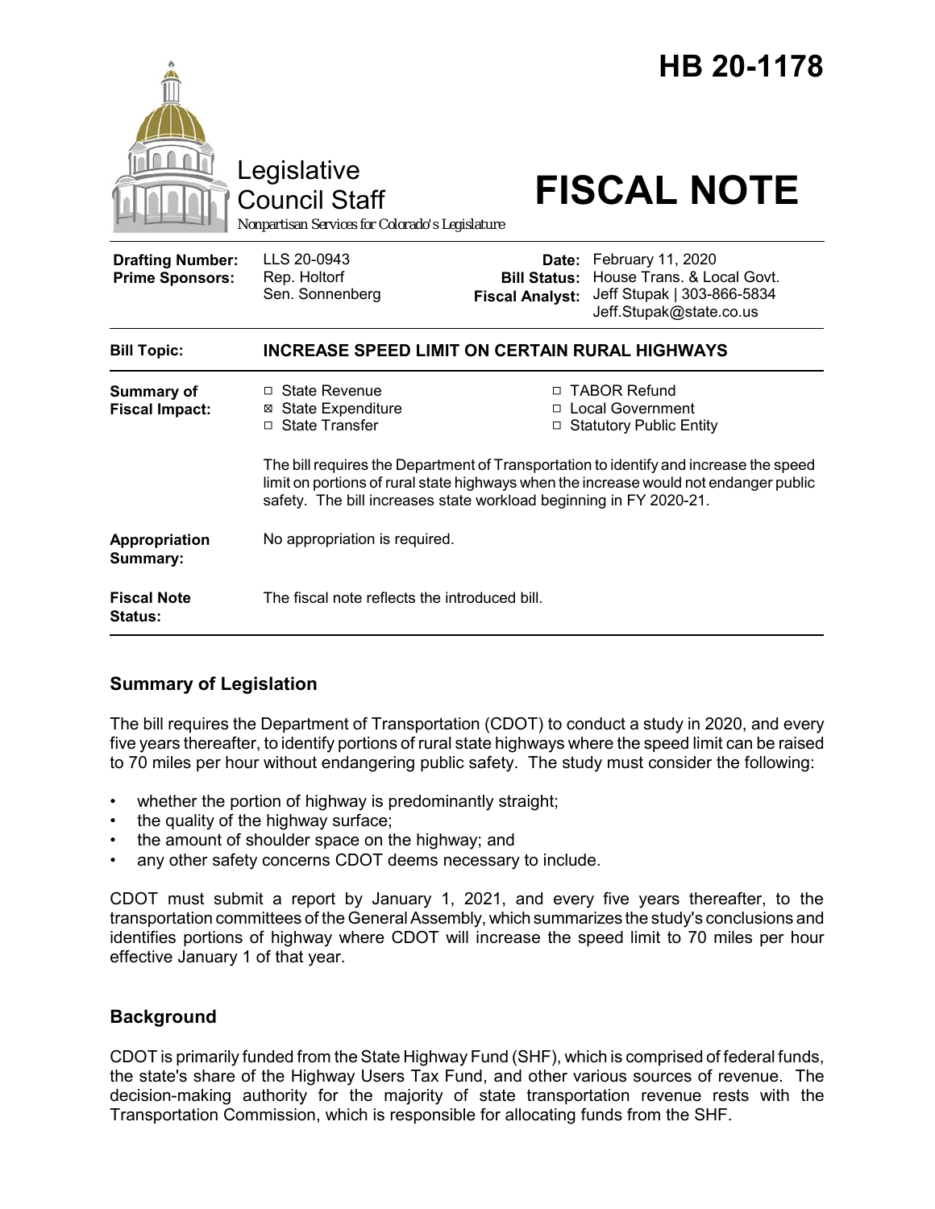# HB 20-1178

Legislative Council Staff
*Nonpartisan Services for Colorado's Legislature*

# FISCAL NOTE

| | | | |
|---|---|---|---|
| **Drafting Number:** | LLS 20-0943 | **Date:** | February 11, 2020 |
| **Prime Sponsors:** | Rep. Holtorf<br>Sen. Sonnenberg | **Bill Status:** | House Trans. & Local Govt. |
| | | **Fiscal Analyst:** | Jeff Stupak \| 303-866-5834<br>Jeff.Stupak@state.co.us |

| | |
|---|---|
| **Bill Topic:** | **INCREASE SPEED LIMIT ON CERTAIN RURAL HIGHWAYS** |
| **Summary of Fiscal Impact:** | ☐ State Revenue<br>☒ State Expenditure<br>☐ State Transfer<br>☐ TABOR Refund<br>☐ Local Government<br>☐ Statutory Public Entity<br><br>The bill requires the Department of Transportation to identify and increase the speed limit on portions of rural state highways when the increase would not endanger public safety. The bill increases state workload beginning in FY 2020-21. |
| **Appropriation Summary:** | No appropriation is required. |
| **Fiscal Note Status:** | The fiscal note reflects the introduced bill. |

## Summary of Legislation

The bill requires the Department of Transportation (CDOT) to conduct a study in 2020, and every five years thereafter, to identify portions of rural state highways where the speed limit can be raised to 70 miles per hour without endangering public safety. The study must consider the following:

- whether the portion of highway is predominantly straight;
- the quality of the highway surface;
- the amount of shoulder space on the highway; and
- any other safety concerns CDOT deems necessary to include.

CDOT must submit a report by January 1, 2021, and every five years thereafter, to the transportation committees of the General Assembly, which summarizes the study's conclusions and identifies portions of highway where CDOT will increase the speed limit to 70 miles per hour effective January 1 of that year.

## Background

CDOT is primarily funded from the State Highway Fund (SHF), which is comprised of federal funds, the state's share of the Highway Users Tax Fund, and other various sources of revenue. The decision-making authority for the majority of state transportation revenue rests with the Transportation Commission, which is responsible for allocating funds from the SHF.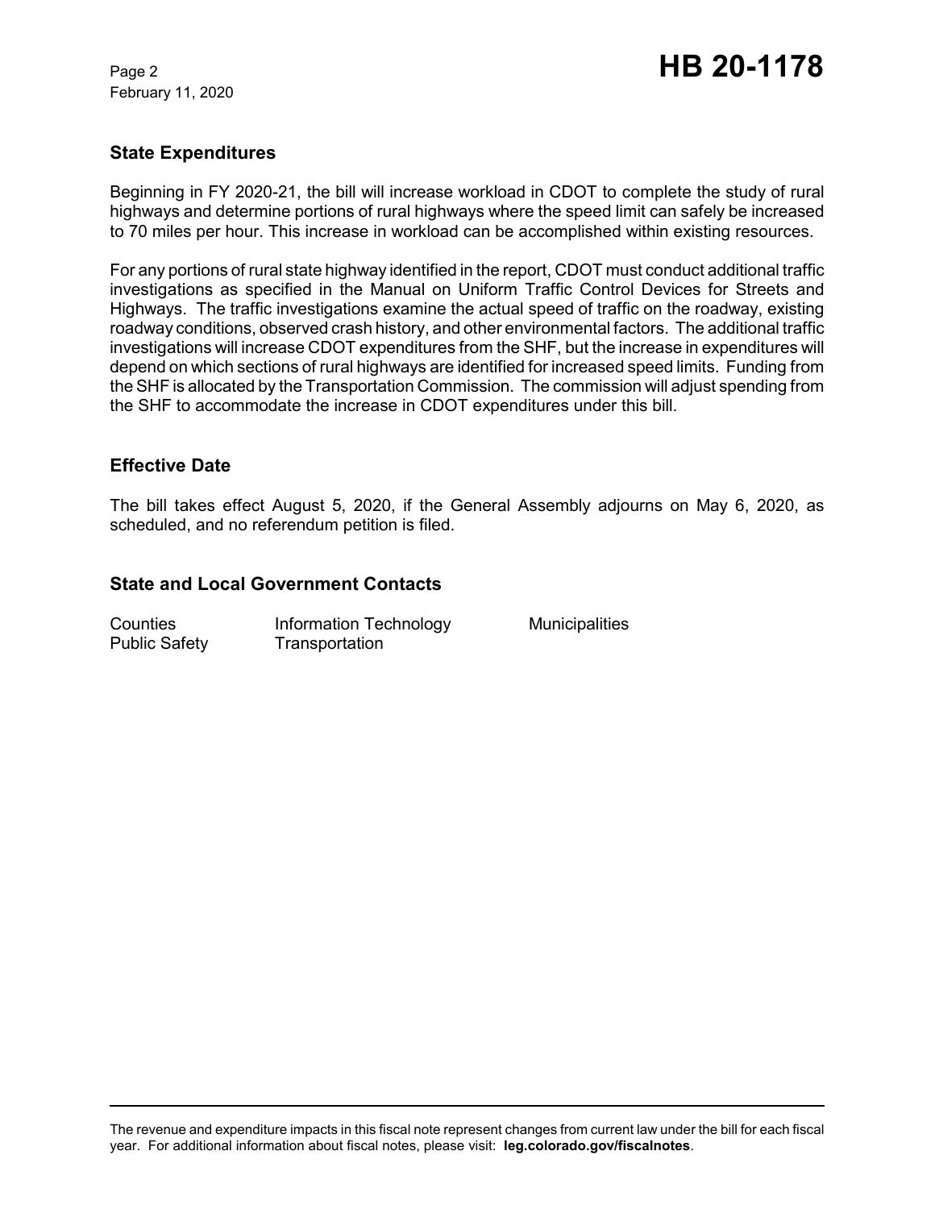## State Expenditures

Beginning in FY 2020-21, the bill will increase workload in CDOT to complete the study of rural highways and determine portions of rural highways where the speed limit can safely be increased to 70 miles per hour. This increase in workload can be accomplished within existing resources.

For any portions of rural state highway identified in the report, CDOT must conduct additional traffic investigations as specified in the Manual on Uniform Traffic Control Devices for Streets and Highways. The traffic investigations examine the actual speed of traffic on the roadway, existing roadway conditions, observed crash history, and other environmental factors. The additional traffic investigations will increase CDOT expenditures from the SHF, but the increase in expenditures will depend on which sections of rural highways are identified for increased speed limits. Funding from the SHF is allocated by the Transportation Commission. The commission will adjust spending from the SHF to accommodate the increase in CDOT expenditures under this bill.

## Effective Date

The bill takes effect August 5, 2020, if the General Assembly adjourns on May 6, 2020, as scheduled, and no referendum petition is filed.

## State and Local Government Contacts

| | | |
|---|---|---|
| Counties | Information Technology | Municipalities |
| Public Safety | Transportation | |

The revenue and expenditure impacts in this fiscal note represent changes from current law under the bill for each fiscal year. For additional information about fiscal notes, please visit: **leg.colorado.gov/fiscalnotes**.